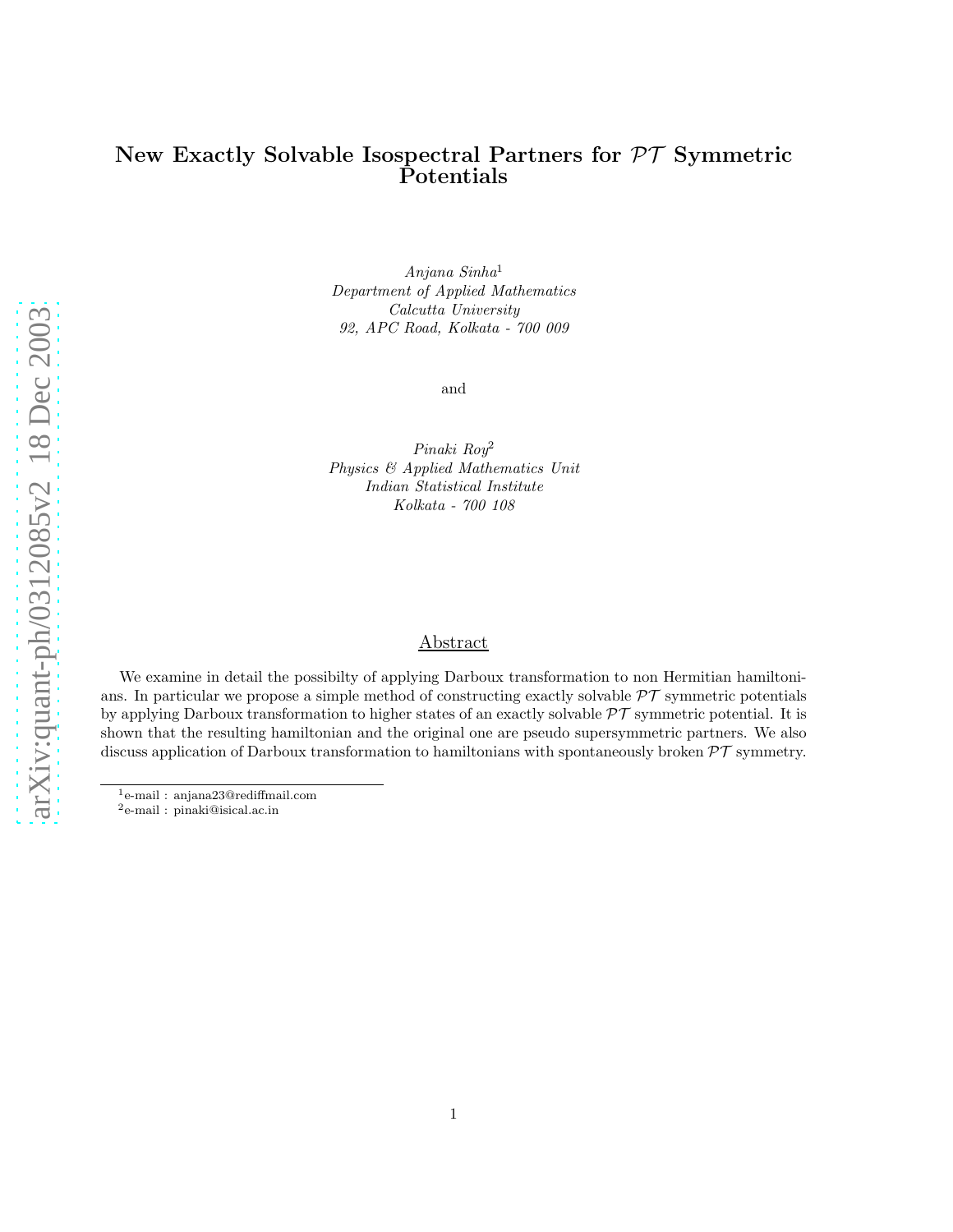# New Exactly Solvable Isospectral Partners for $\mathcal{PT}$ Symmetric Potentials

*Anjana Sinha*[1]
*Department of Applied Mathematics*
*Calcutta University*
*92, APC Road, Kolkata - 700 009*

and

*Pinaki Roy*[2]
*Physics & Applied Mathematics Unit*
*Indian Statistical Institute*
*Kolkata - 700 108*

## Abstract

We examine in detail the possibilty of applying Darboux transformation to non Hermitian hamiltonians. In particular we propose a simple method of constructing exactly solvable $\mathcal{PT}$ symmetric potentials by applying Darboux transformation to higher states of an exactly solvable $\mathcal{PT}$ symmetric potential. It is shown that the resulting hamiltonian and the original one are pseudo supersymmetric partners. We also discuss application of Darboux transformation to hamiltonians with spontaneously broken $\mathcal{PT}$ symmetry.

---

[1] e-mail : anjana23@rediffmail.com

[2] e-mail : pinaki@isical.ac.in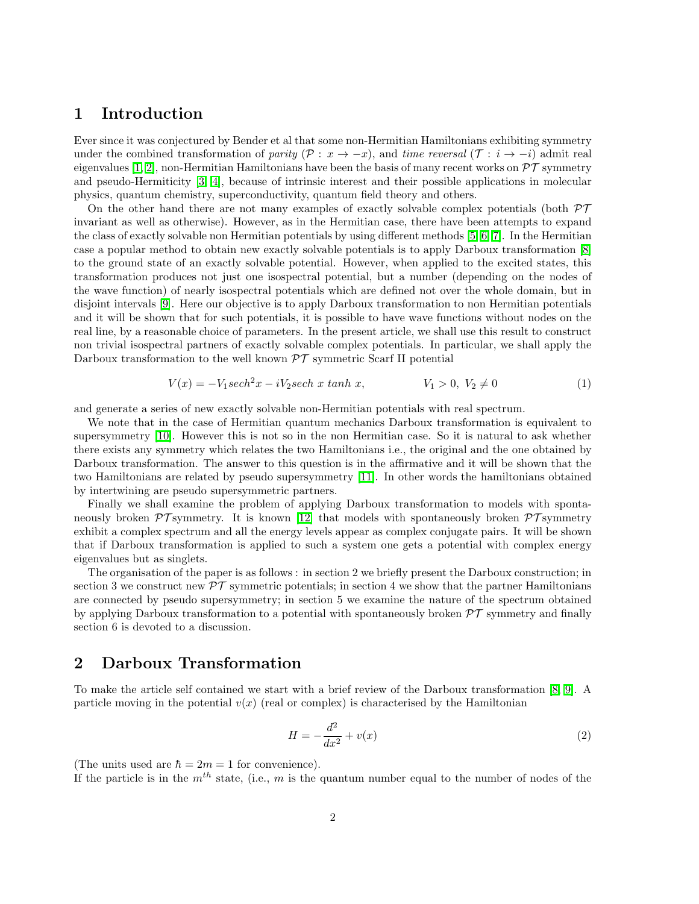## 1 Introduction

Ever since it was conjectured by Bender et al that some non-Hermitian Hamiltonians exhibiting symmetry under the combined transformation of *parity* ($\mathcal{P} : x \rightarrow -x$), and *time reversal* ($\mathcal{T} : i \rightarrow -i$) admit real eigenvalues [1, 2], non-Hermitian Hamiltonians have been the basis of many recent works on $\mathcal{PT}$ symmetry and pseudo-Hermiticity [3, 4], because of intrinsic interest and their possible applications in molecular physics, quantum chemistry, superconductivity, quantum field theory and others.

On the other hand there are not many examples of exactly solvable complex potentials (both $\mathcal{PT}$ invariant as well as otherwise). However, as in the Hermitian case, there have been attempts to expand the class of exactly solvable non Hermitian potentials by using different methods [5, 6, 7]. In the Hermitian case a popular method to obtain new exactly solvable potentials is to apply Darboux transformation [8] to the ground state of an exactly solvable potential. However, when applied to the excited states, this transformation produces not just one isospectral potential, but a number (depending on the nodes of the wave function) of nearly isospectral potentials which are defined not over the whole domain, but in disjoint intervals [9]. Here our objective is to apply Darboux transformation to non Hermitian potentials and it will be shown that for such potentials, it is possible to have wave functions without nodes on the real line, by a reasonable choice of parameters. In the present article, we shall use this result to construct non trivial isospectral partners of exactly solvable complex potentials. In particular, we shall apply the Darboux transformation to the well known $\mathcal{PT}$ symmetric Scarf II potential

$$V(x) = -V_1 sech^2 x - iV_2 sech\ x\ tanh\ x, \qquad\qquad V_1 > 0,\ V_2 \neq 0 \tag{1}$$

and generate a series of new exactly solvable non-Hermitian potentials with real spectrum.

We note that in the case of Hermitian quantum mechanics Darboux transformation is equivalent to supersymmetry [10]. However this is not so in the non Hermitian case. So it is natural to ask whether there exists any symmetry which relates the two Hamiltonians i.e., the original and the one obtained by Darboux transformation. The answer to this question is in the affirmative and it will be shown that the two Hamiltonians are related by pseudo supersymmetry [11]. In other words the hamiltonians obtained by intertwining are pseudo supersymmetric partners.

Finally we shall examine the problem of applying Darboux transformation to models with spontaneously broken $\mathcal{PT}$symmetry. It is known [12] that models with spontaneously broken $\mathcal{PT}$symmetry exhibit a complex spectrum and all the energy levels appear as complex conjugate pairs. It will be shown that if Darboux transformation is applied to such a system one gets a potential with complex energy eigenvalues but as singlets.

The organisation of the paper is as follows : in section 2 we briefly present the Darboux construction; in section 3 we construct new $\mathcal{PT}$ symmetric potentials; in section 4 we show that the partner Hamiltonians are connected by pseudo supersymmetry; in section 5 we examine the nature of the spectrum obtained by applying Darboux transformation to a potential with spontaneously broken $\mathcal{PT}$ symmetry and finally section 6 is devoted to a discussion.

## 2 Darboux Transformation

To make the article self contained we start with a brief review of the Darboux transformation [8, 9]. A particle moving in the potential $v(x)$ (real or complex) is characterised by the Hamiltonian

$$H = -\frac{d^2}{dx^2} + v(x) \tag{2}$$

(The units used are $\hbar = 2m = 1$ for convenience).
If the particle is in the $m^{th}$ state, (i.e., $m$ is the quantum number equal to the number of nodes of the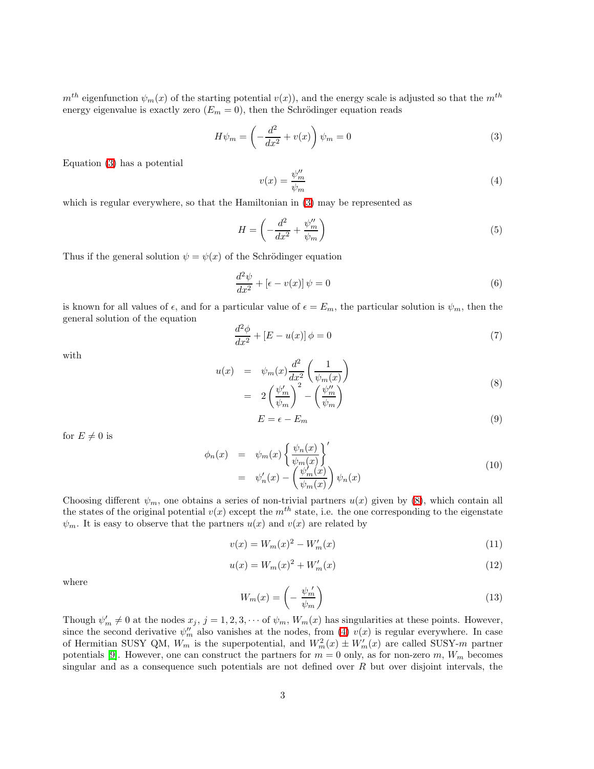$m^{th}$ eigenfunction $\psi_m(x)$ of the starting potential $v(x)$), and the energy scale is adjusted so that the $m^{th}$ energy eigenvalue is exactly zero ($E_m = 0$), then the Schrödinger equation reads

$$H\psi_m = \left(-\frac{d^2}{dx^2} + v(x)\right)\psi_m = 0 \tag{3}$$

Equation (3) has a potential

$$v(x) = \frac{\psi_m''}{\psi_m} \tag{4}$$

which is regular everywhere, so that the Hamiltonian in (3) may be represented as

$$H = \left(-\frac{d^2}{dx^2} + \frac{\psi_m''}{\psi_m}\right) \tag{5}$$

Thus if the general solution $\psi = \psi(x)$ of the Schrödinger equation

$$\frac{d^2\psi}{dx^2} + \left[\epsilon - v(x)\right]\psi = 0 \tag{6}$$

is known for all values of $\epsilon$, and for a particular value of $\epsilon = E_m$, the particular solution is $\psi_m$, then the general solution of the equation

$$\frac{d^2\phi}{dx^2} + \left[E - u(x)\right]\phi = 0 \tag{7}$$

with

$$\begin{aligned} u(x) &= \psi_m(x)\frac{d^2}{dx^2}\left(\frac{1}{\psi_m(x)}\right) \\ &= 2\left(\frac{\psi_m'}{\psi_m}\right)^2 - \left(\frac{\psi_m''}{\psi_m}\right) \end{aligned} \tag{8}$$

$$E = \epsilon - E_m \tag{9}$$

for $E \neq 0$ is

$$\begin{aligned} \phi_n(x) &= \psi_m(x)\left\{\frac{\psi_n(x)}{\psi_m(x)}\right\}' \\ &= \psi_n'(x) - \left(\frac{\psi_m'(x)}{\psi_m(x)}\right)\psi_n(x) \end{aligned} \tag{10}$$

Choosing different $\psi_m$, one obtains a series of non-trivial partners $u(x)$ given by (8), which contain all the states of the original potential $v(x)$ except the $m^{th}$ state, i.e. the one corresponding to the eigenstate $\psi_m$. It is easy to observe that the partners $u(x)$ and $v(x)$ are related by

$$v(x) = W_m(x)^2 - W_m'(x) \tag{11}$$

$$u(x) = W_m(x)^2 + W_m'(x) \tag{12}$$

where

$$W_m(x) = \left(-\frac{\psi_m'}{\psi_m}\right) \tag{13}$$

Though $\psi_m' \neq 0$ at the nodes $x_j$, $j = 1, 2, 3, \cdots$ of $\psi_m$, $W_m(x)$ has singularities at these points. However, since the second derivative $\psi_m''$ also vanishes at the nodes, from (4) $v(x)$ is regular everywhere. In case of Hermitian SUSY QM, $W_m$ is the superpotential, and $W_m^2(x) \pm W_m'(x)$ are called SUSY-$m$ partner potentials [9]. However, one can construct the partners for $m = 0$ only, as for non-zero $m$, $W_m$ becomes singular and as a consequence such potentials are not defined over $R$ but over disjoint intervals, the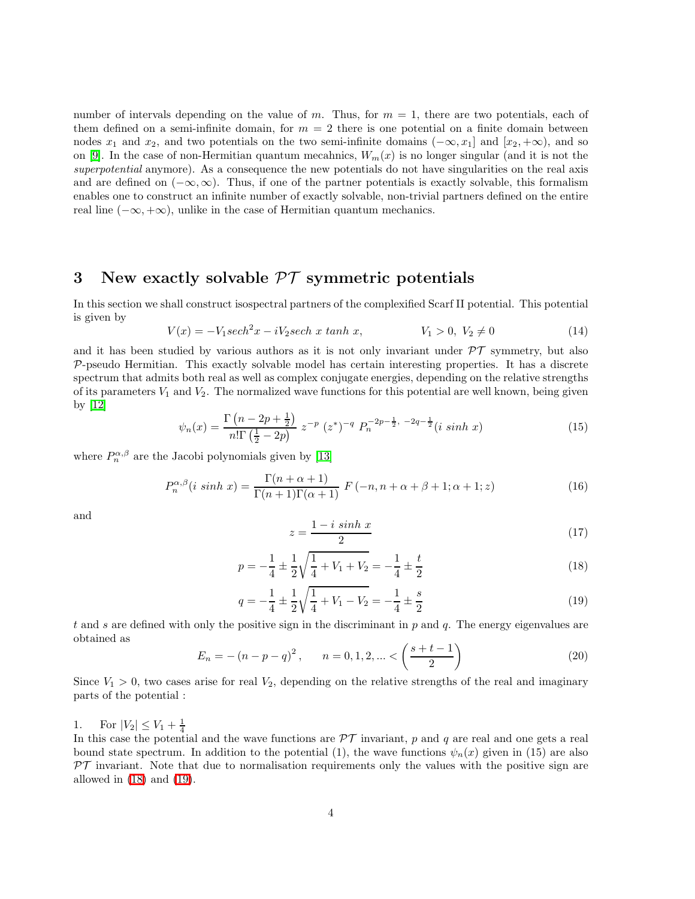number of intervals depending on the value of $m$. Thus, for $m = 1$, there are two potentials, each of them defined on a semi-infinite domain, for $m = 2$ there is one potential on a finite domain between nodes $x_1$ and $x_2$, and two potentials on the two semi-infinite domains $(-\infty, x_1]$ and $[x_2, +\infty)$, and so on [9]. In the case of non-Hermitian quantum mecahnics, $W_m(x)$ is no longer singular (and it is not the *superpotential* anymore). As a consequence the new potentials do not have singularities on the real axis and are defined on $(-\infty, \infty)$. Thus, if one of the partner potentials is exactly solvable, this formalism enables one to construct an infinite number of exactly solvable, non-trivial partners defined on the entire real line $(-\infty, +\infty)$, unlike in the case of Hermitian quantum mechanics.

## 3 New exactly solvable $\mathcal{PT}$ symmetric potentials

In this section we shall construct isospectral partners of the complexified Scarf II potential. This potential is given by

$$V(x) = -V_1 sech^2 x - iV_2 sech\ x\ tanh\ x, \qquad V_1 > 0,\ V_2 \neq 0 \tag{14}$$

and it has been studied by various authors as it is not only invariant under $\mathcal{PT}$ symmetry, but also $\mathcal{P}$-pseudo Hermitian. This exactly solvable model has certain interesting properties. It has a discrete spectrum that admits both real as well as complex conjugate energies, depending on the relative strengths of its parameters $V_1$ and $V_2$. The normalized wave functions for this potential are well known, being given by [12]

$$\psi_n(x) = \frac{\Gamma\left(n - 2p + \frac{1}{2}\right)}{n!\Gamma\left(\frac{1}{2} - 2p\right)}\ z^{-p}\ (z^*)^{-q}\ P_n^{-2p-\frac{1}{2},\ -2q-\frac{1}{2}}(i\ sinh\ x) \tag{15}$$

where $P_n^{\alpha,\beta}$ are the Jacobi polynomials given by [13]

$$P_n^{\alpha,\beta}(i\ sinh\ x) = \frac{\Gamma(n + \alpha + 1)}{\Gamma(n+1)\Gamma(\alpha+1)}\ F\left(-n, n + \alpha + \beta + 1; \alpha + 1; z\right) \tag{16}$$

and

$$z = \frac{1 - i\ sinh\ x}{2} \tag{17}$$

$$p = -\frac{1}{4} \pm \frac{1}{2}\sqrt{\frac{1}{4} + V_1 + V_2} = -\frac{1}{4} \pm \frac{t}{2} \tag{18}$$

$$q = -\frac{1}{4} \pm \frac{1}{2}\sqrt{\frac{1}{4} + V_1 - V_2} = -\frac{1}{4} \pm \frac{s}{2} \tag{19}$$

$t$ and $s$ are defined with only the positive sign in the discriminant in $p$ and $q$. The energy eigenvalues are obtained as

$$E_n = -\left(n - p - q\right)^2, \qquad n = 0, 1, 2, ... < \left(\frac{s + t - 1}{2}\right) \tag{20}$$

Since $V_1 > 0$, two cases arise for real $V_2$, depending on the relative strengths of the real and imaginary parts of the potential :

1. For $|V_2| \leq V_1 + \frac{1}{4}$
In this case the potential and the wave functions are $\mathcal{PT}$ invariant, $p$ and $q$ are real and one gets a real bound state spectrum. In addition to the potential (1), the wave functions $\psi_n(x)$ given in (15) are also $\mathcal{PT}$ invariant. Note that due to normalisation requirements only the values with the positive sign are allowed in (18) and (19).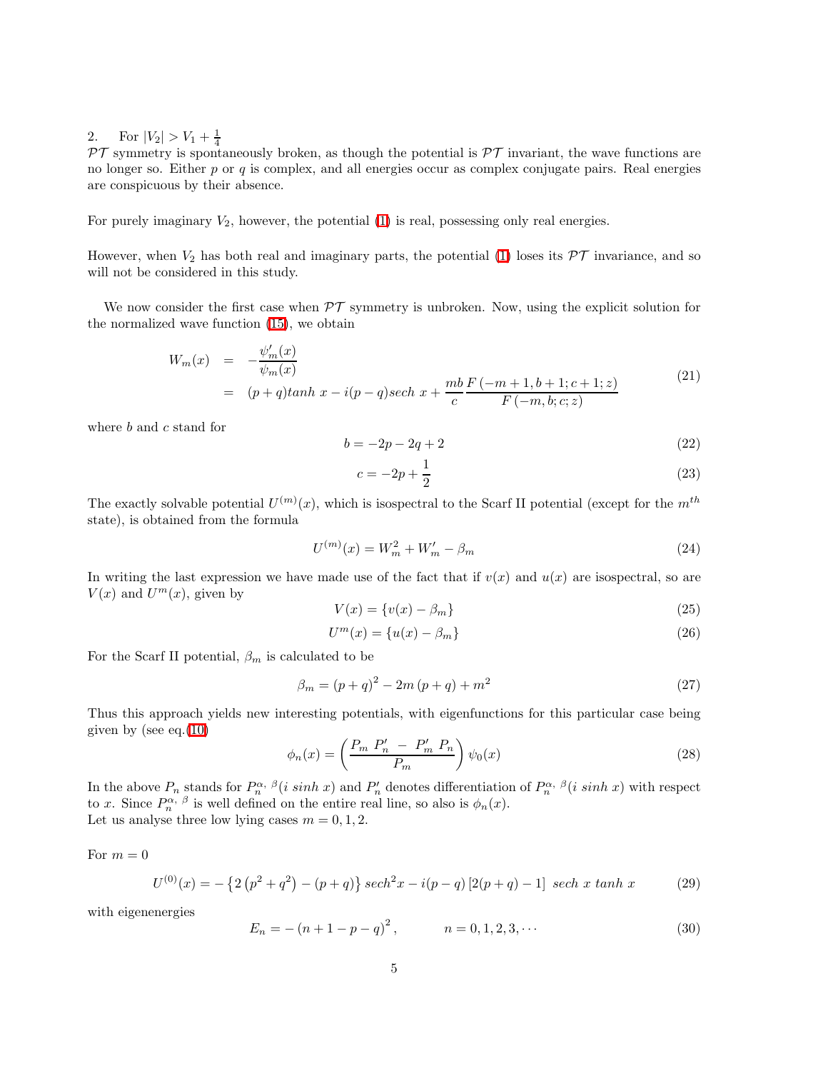2. For $|V_2| > V_1 + \frac{1}{4}$
$\mathcal{PT}$ symmetry is spontaneously broken, as though the potential is $\mathcal{PT}$ invariant, the wave functions are no longer so. Either $p$ or $q$ is complex, and all energies occur as complex conjugate pairs. Real energies are conspicuous by their absence.

For purely imaginary $V_2$, however, the potential (1) is real, possessing only real energies.

However, when $V_2$ has both real and imaginary parts, the potential (1) loses its $\mathcal{PT}$ invariance, and so will not be considered in this study.

We now consider the first case when $\mathcal{PT}$ symmetry is unbroken. Now, using the explicit solution for the normalized wave function (15), we obtain

$$
\begin{aligned}
W_m(x) &= -\frac{\psi'_m(x)}{\psi_m(x)} \\
&= (p+q)tanh\ x - i(p-q)sech\ x + \frac{mb}{c}\frac{F\left(-m+1, b+1; c+1; z\right)}{F\left(-m, b; c; z\right)}
\end{aligned}
\tag{21}
$$

where $b$ and $c$ stand for

$$
b = -2p - 2q + 2 \tag{22}
$$

$$
c = -2p + \frac{1}{2} \tag{23}
$$

The exactly solvable potential $U^{(m)}(x)$, which is isospectral to the Scarf II potential (except for the $m^{th}$ state), is obtained from the formula

$$
U^{(m)}(x) = W_m^2 + W'_m - \beta_m \tag{24}
$$

In writing the last expression we have made use of the fact that if $v(x)$ and $u(x)$ are isospectral, so are $V(x)$ and $U^m(x)$, given by

$$
V(x) = \{v(x) - \beta_m\} \tag{25}
$$

$$
U^m(x) = \{u(x) - \beta_m\} \tag{26}
$$

For the Scarf II potential, $\beta_m$ is calculated to be

$$
\beta_m = (p+q)^2 - 2m\,(p+q) + m^2 \tag{27}
$$

Thus this approach yields new interesting potentials, with eigenfunctions for this particular case being given by (see eq.(10)

$$
\phi_n(x) = \left(\frac{P_m\ P'_n\ -\ P'_m\ P_n}{P_m}\right)\psi_0(x) \tag{28}
$$

In the above $P_n$ stands for $P_n^{\alpha,\ \beta}(i\ sinh\ x)$ and $P'_n$ denotes differentiation of $P_n^{\alpha,\ \beta}(i\ sinh\ x)$ with respect to $x$. Since $P_n^{\alpha,\ \beta}$ is well defined on the entire real line, so also is $\phi_n(x)$.
Let us analyse three low lying cases $m = 0, 1, 2$.

For $m = 0$

$$
U^{(0)}(x) = -\left\{2\left(p^2+q^2\right) - (p+q)\right\} sech^2 x - i(p-q)\left[2(p+q)-1\right]\ sech\ x\ tanh\ x \tag{29}
$$

with eigenenergies

$$
E_n = -\left(n+1-p-q\right)^2, \qquad n = 0, 1, 2, 3, \cdots \tag{30}
$$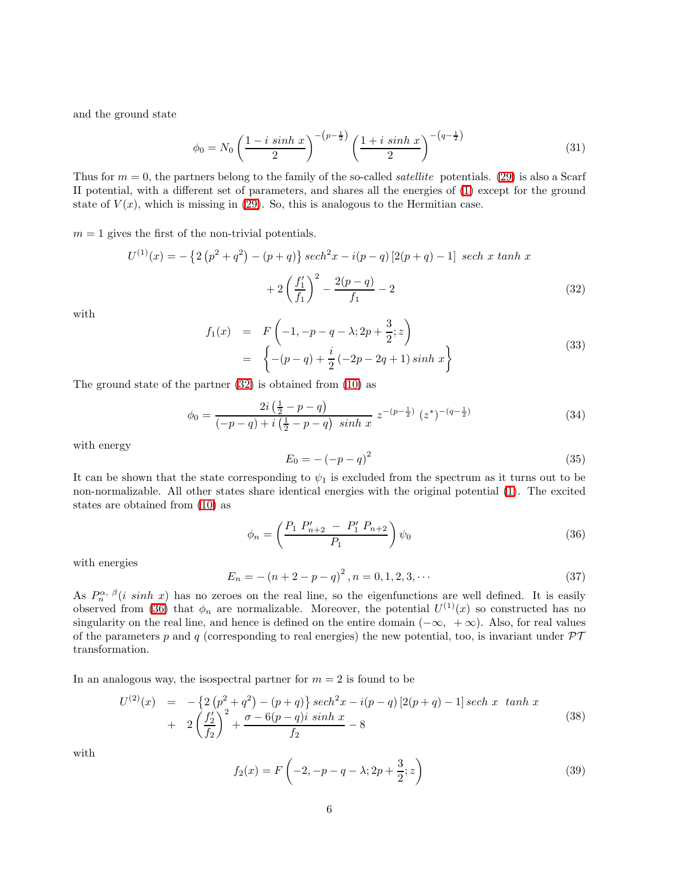and the ground state

$$\phi_0 = N_0 \left( \frac{1 - i\ sinh\ x}{2} \right)^{-\left(p - \frac{1}{2}\right)} \left( \frac{1 + i\ sinh\ x}{2} \right)^{-\left(q - \frac{1}{2}\right)} \tag{31}$$

Thus for $m = 0$, the partners belong to the family of the so-called *satellite* potentials. (29) is also a Scarf II potential, with a different set of parameters, and shares all the energies of (1) except for the ground state of $V(x)$, which is missing in (29). So, this is analogous to the Hermitian case.

$m = 1$ gives the first of the non-trivial potentials.

$$U^{(1)}(x) = -\left\{ 2\left(p^2 + q^2\right) - (p + q) \right\} sech^2 x - i(p - q)\left[2(p + q) - 1\right]\ sech\ x\ tanh\ x + 2\left(\frac{f_1'}{f_1}\right)^2 - \frac{2(p - q)}{f_1} - 2 \tag{32}$$

with

$$\begin{aligned} f_1(x) &= F\left(-1, -p - q - \lambda; 2p + \frac{3}{2}; z\right) \\ &= \left\{ -(p - q) + \frac{i}{2}\left(-2p - 2q + 1\right) sinh\ x \right\} \end{aligned} \tag{33}$$

The ground state of the partner (32) is obtained from (10) as

$$\phi_0 = \frac{2i\left(\frac{1}{2} - p - q\right)}{(-p - q) + i\left(\frac{1}{2} - p - q\right)\ sinh\ x}\ z^{-\left(p - \frac{1}{2}\right)}\ \left(z^*\right)^{-\left(q - \frac{1}{2}\right)} \tag{34}$$

with energy

$$E_0 = -\left(-p - q\right)^2 \tag{35}$$

It can be shown that the state corresponding to $\psi_1$ is excluded from the spectrum as it turns out to be non-normalizable. All other states share identical energies with the original potential (1). The excited states are obtained from (10) as

$$\phi_n = \left( \frac{P_1\ P_{n+2}' \ -\ P_1'\ P_{n+2}}{P_1} \right) \psi_0 \tag{36}$$

with energies

$$E_n = -\left(n + 2 - p - q\right)^2, n = 0, 1, 2, 3, \cdots \tag{37}$$

As $P_n^{\alpha,\ \beta}(i\ sinh\ x)$ has no zeroes on the real line, so the eigenfunctions are well defined. It is easily observed from (36) that $\phi_n$ are normalizable. Moreover, the potential $U^{(1)}(x)$ so constructed has no singularity on the real line, and hence is defined on the entire domain $(-\infty,\ +\infty)$. Also, for real values of the parameters $p$ and $q$ (corresponding to real energies) the new potential, too, is invariant under $\mathcal{PT}$ transformation.

In an analogous way, the isospectral partner for $m = 2$ is found to be

$$\begin{aligned} U^{(2)}(x) &= -\left\{ 2\left(p^2 + q^2\right) - (p + q) \right\} sech^2 x - i(p - q)\left[2(p + q) - 1\right] sech\ x\ \ tanh\ x \\ &+ \ 2\left(\frac{f_2'}{f_2}\right)^2 + \frac{\sigma - 6(p - q) i\ sinh\ x}{f_2} - 8 \end{aligned} \tag{38}$$

with

$$f_2(x) = F\left(-2, -p - q - \lambda; 2p + \frac{3}{2}; z\right) \tag{39}$$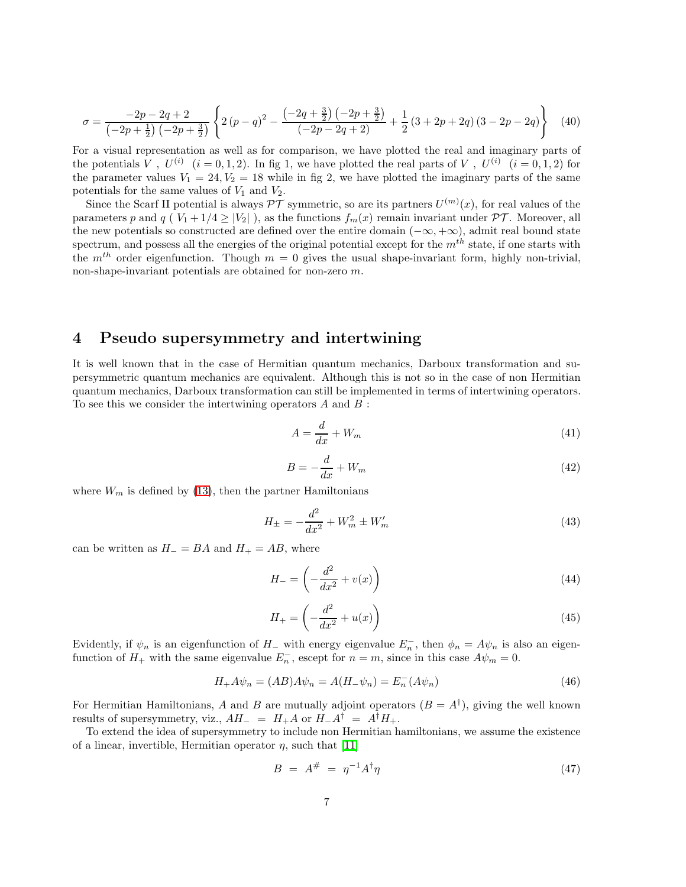$$\sigma = \frac{-2p-2q+2}{\left(-2p+\frac{1}{2}\right)\left(-2p+\frac{3}{2}\right)}\left\{2\left(p-q\right)^2 - \frac{\left(-2q+\frac{3}{2}\right)\left(-2p+\frac{3}{2}\right)}{\left(-2p-2q+2\right)} + \frac{1}{2}\left(3+2p+2q\right)\left(3-2p-2q\right)\right\} \tag{40}$$

For a visual representation as well as for comparison, we have plotted the real and imaginary parts of the potentials $V$ , $U^{(i)}$ $(i = 0, 1, 2)$. In fig 1, we have plotted the real parts of $V$ , $U^{(i)}$ $(i = 0, 1, 2)$ for the parameter values $V_1 = 24, V_2 = 18$ while in fig 2, we have plotted the imaginary parts of the same potentials for the same values of $V_1$ and $V_2$.

Since the Scarf II potential is always $\mathcal{PT}$ symmetric, so are its partners $U^{(m)}(x)$, for real values of the parameters $p$ and $q$ ( $V_1 + 1/4 \geq |V_2|$ ), as the functions $f_m(x)$ remain invariant under $\mathcal{PT}$. Moreover, all the new potentials so constructed are defined over the entire domain $(-\infty, +\infty)$, admit real bound state spectrum, and possess all the energies of the original potential except for the $m^{th}$ state, if one starts with the $m^{th}$ order eigenfunction. Though $m = 0$ gives the usual shape-invariant form, highly non-trivial, non-shape-invariant potentials are obtained for non-zero $m$.

# 4 Pseudo supersymmetry and intertwining

It is well known that in the case of Hermitian quantum mechanics, Darboux transformation and supersymmetric quantum mechanics are equivalent. Although this is not so in the case of non Hermitian quantum mechanics, Darboux transformation can still be implemented in terms of intertwining operators. To see this we consider the intertwining operators $A$ and $B$ :

$$A = \frac{d}{dx} + W_m \tag{41}$$

$$B = -\frac{d}{dx} + W_m \tag{42}$$

where $W_m$ is defined by (13), then the partner Hamiltonians

$$H_{\pm} = -\frac{d^2}{dx^2} + W_m^2 \pm W_m' \tag{43}$$

can be written as $H_- = BA$ and $H_+ = AB$, where

$$H_- = \left(-\frac{d^2}{dx^2} + v(x)\right) \tag{44}$$

$$H_+ = \left(-\frac{d^2}{dx^2} + u(x)\right) \tag{45}$$

Evidently, if $\psi_n$ is an eigenfunction of $H_-$ with energy eigenvalue $E_n^-$, then $\phi_n = A\psi_n$ is also an eigenfunction of $H_+$ with the same eigenvalue $E_n^-$, escept for $n = m$, since in this case $A\psi_m = 0$.

$$H_+ A\psi_n = (AB)A\psi_n = A(H_-\psi_n) = E_n^-(A\psi_n) \tag{46}$$

For Hermitian Hamiltonians, $A$ and $B$ are mutually adjoint operators ($B = A^\dagger$), giving the well known results of supersymmetry, viz., $AH_- = H_+A$ or $H_-A^\dagger = A^\dagger H_+$.

To extend the idea of supersymmetry to include non Hermitian hamiltonians, we assume the existence of a linear, invertible, Hermitian operator $\eta$, such that [11]

$$B = A^{\#} = \eta^{-1}A^\dagger\eta \tag{47}$$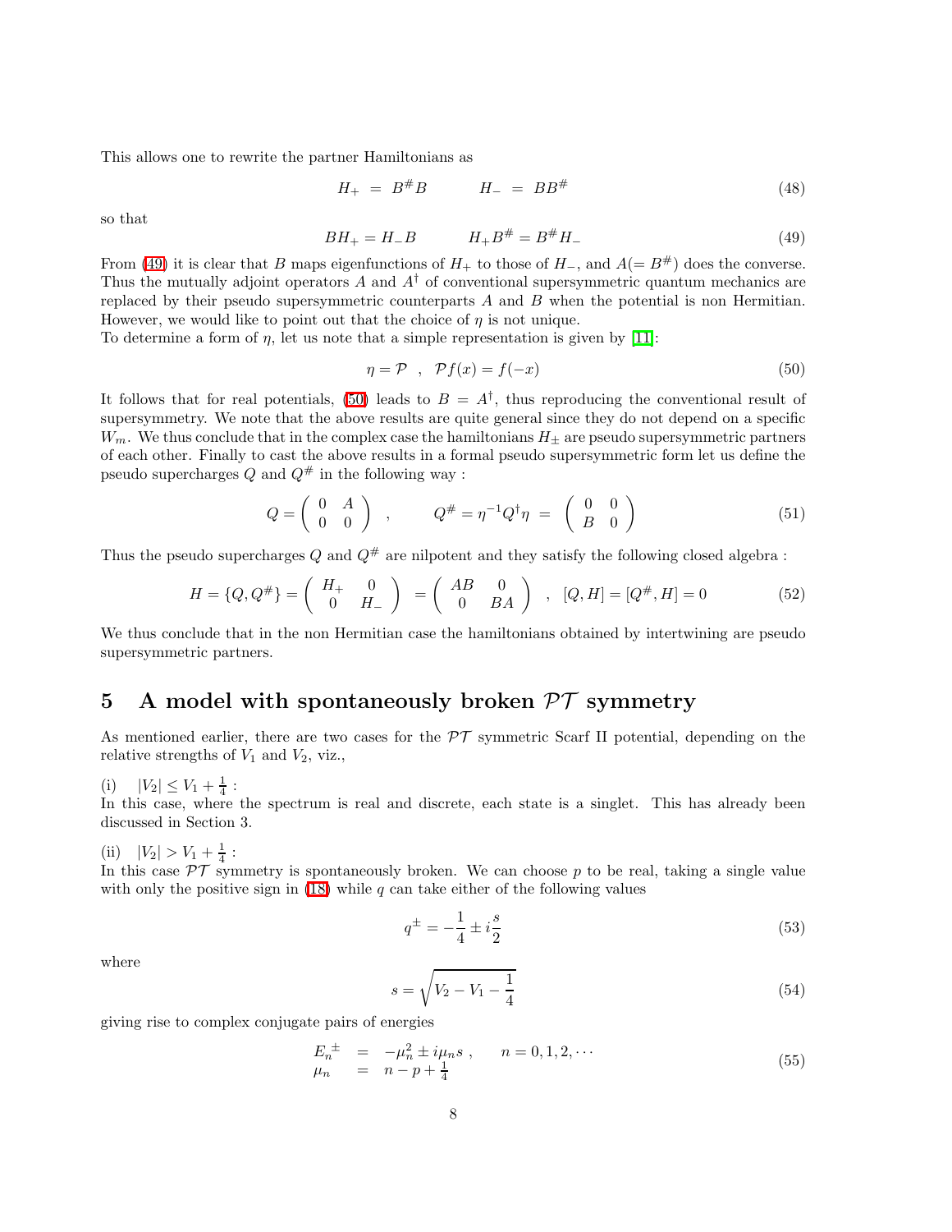This allows one to rewrite the partner Hamiltonians as

$$H_+ \;=\; B^{\#}B \qquad\qquad H_- \;=\; BB^{\#} \tag{48}$$

so that

$$BH_+ = H_-B \qquad\qquad H_+B^{\#} = B^{\#}H_- \tag{49}$$

From (49) it is clear that $B$ maps eigenfunctions of $H_+$ to those of $H_-$, and $A(= B^{\#})$ does the converse. Thus the mutually adjoint operators $A$ and $A^\dagger$ of conventional supersymmetric quantum mechanics are replaced by their pseudo supersymmetric counterparts $A$ and $B$ when the potential is non Hermitian. However, we would like to point out that the choice of $\eta$ is not unique.
To determine a form of $\eta$, let us note that a simple representation is given by [11]:

$$\eta = \mathcal{P} \quad , \quad \mathcal{P}f(x) = f(-x) \tag{50}$$

It follows that for real potentials, (50) leads to $B = A^\dagger$, thus reproducing the conventional result of supersymmetry. We note that the above results are quite general since they do not depend on a specific $W_m$. We thus conclude that in the complex case the hamiltonians $H_\pm$ are pseudo supersymmetric partners of each other. Finally to cast the above results in a formal pseudo supersymmetric form let us define the pseudo supercharges $Q$ and $Q^{\#}$ in the following way :

$$Q = \begin{pmatrix} 0 & A \\ 0 & 0 \end{pmatrix} \quad , \qquad Q^{\#} = \eta^{-1}Q^\dagger\eta \;=\; \begin{pmatrix} 0 & 0 \\ B & 0 \end{pmatrix} \tag{51}$$

Thus the pseudo supercharges $Q$ and $Q^{\#}$ are nilpotent and they satisfy the following closed algebra :

$$H = \{Q, Q^{\#}\} = \begin{pmatrix} H_+ & 0 \\ 0 & H_- \end{pmatrix} \;=\; \begin{pmatrix} AB & 0 \\ 0 & BA \end{pmatrix} \quad , \quad [Q, H] = [Q^{\#}, H] = 0 \tag{52}$$

We thus conclude that in the non Hermitian case the hamiltonians obtained by intertwining are pseudo supersymmetric partners.

## 5 A model with spontaneously broken $\mathcal{PT}$ symmetry

As mentioned earlier, there are two cases for the $\mathcal{PT}$ symmetric Scarf II potential, depending on the relative strengths of $V_1$ and $V_2$, viz.,

(i) $\quad |V_2| \leq V_1 + \frac{1}{4}$ :
In this case, where the spectrum is real and discrete, each state is a singlet. This has already been discussed in Section 3.

(ii) $\quad |V_2| > V_1 + \frac{1}{4}$ :
In this case $\mathcal{PT}$ symmetry is spontaneously broken. We can choose $p$ to be real, taking a single value with only the positive sign in (18) while $q$ can take either of the following values

$$q^{\pm} = -\frac{1}{4} \pm i\frac{s}{2} \tag{53}$$

where

$$s = \sqrt{V_2 - V_1 - \frac{1}{4}} \tag{54}$$

giving rise to complex conjugate pairs of energies

$$\begin{aligned} E_n^{\pm} \;&=\; -\mu_n^2 \pm i\mu_n s \;, \qquad n = 0, 1, 2, \cdots \\ \mu_n \;&=\; n - p + \tfrac{1}{4} \end{aligned} \tag{55}$$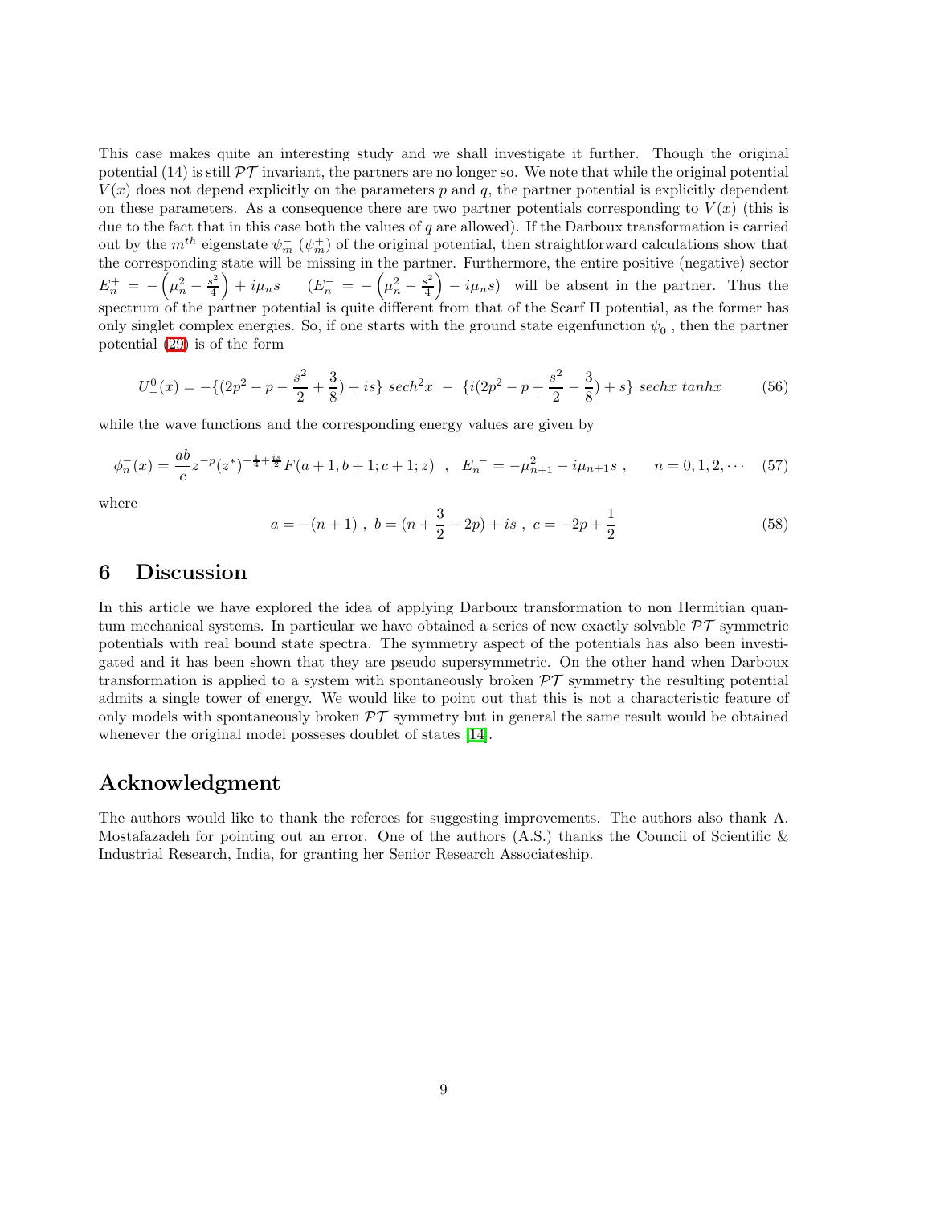This case makes quite an interesting study and we shall investigate it further. Though the original potential (14) is still $\mathcal{PT}$ invariant, the partners are no longer so. We note that while the original potential $V(x)$ does not depend explicitly on the parameters $p$ and $q$, the partner potential is explicitly dependent on these parameters. As a consequence there are two partner potentials corresponding to $V(x)$ (this is due to the fact that in this case both the values of $q$ are allowed). If the Darboux transformation is carried out by the $m^{th}$ eigenstate $\psi_m^-$ ($\psi_m^+$) of the original potential, then straightforward calculations show that the corresponding state will be missing in the partner. Furthermore, the entire positive (negative) sector $E_n^+ = -\left(\mu_n^2 - \frac{s^2}{4}\right) + i\mu_n s$ $\quad (E_n^- = -\left(\mu_n^2 - \frac{s^2}{4}\right) - i\mu_n s)$ will be absent in the partner. Thus the spectrum of the partner potential is quite different from that of the Scarf II potential, as the former has only singlet complex energies. So, if one starts with the ground state eigenfunction $\psi_0^-$, then the partner potential (29) is of the form

$$U_-^0(x) = -\{(2p^2 - p - \frac{s^2}{2} + \frac{3}{8}) + is\}\ sech^2 x \ - \ \{i(2p^2 - p + \frac{s^2}{2} - \frac{3}{8}) + s\}\ sechx\ tanhx \tag{56}$$

while the wave functions and the corresponding energy values are given by

$$\phi_n^-(x) = \frac{ab}{c} z^{-p} (z^*)^{-\frac{1}{4}+\frac{is}{2}} F(a+1, b+1; c+1; z) \quad , \quad E_n^{\ -} = -\mu_{n+1}^2 - i\mu_{n+1} s \ , \qquad n = 0, 1, 2, \cdots \tag{57}$$

where

$$a = -(n+1)\ ,\ b = (n + \frac{3}{2} - 2p) + is\ ,\ c = -2p + \frac{1}{2} \tag{58}$$

## 6 Discussion

In this article we have explored the idea of applying Darboux transformation to non Hermitian quantum mechanical systems. In particular we have obtained a series of new exactly solvable $\mathcal{PT}$ symmetric potentials with real bound state spectra. The symmetry aspect of the potentials has also been investigated and it has been shown that they are pseudo supersymmetric. On the other hand when Darboux transformation is applied to a system with spontaneously broken $\mathcal{PT}$ symmetry the resulting potential admits a single tower of energy. We would like to point out that this is not a characteristic feature of only models with spontaneously broken $\mathcal{PT}$ symmetry but in general the same result would be obtained whenever the original model posseses doublet of states [14].

## Acknowledgment

The authors would like to thank the referees for suggesting improvements. The authors also thank A. Mostafazadeh for pointing out an error. One of the authors (A.S.) thanks the Council of Scientific & Industrial Research, India, for granting her Senior Research Associateship.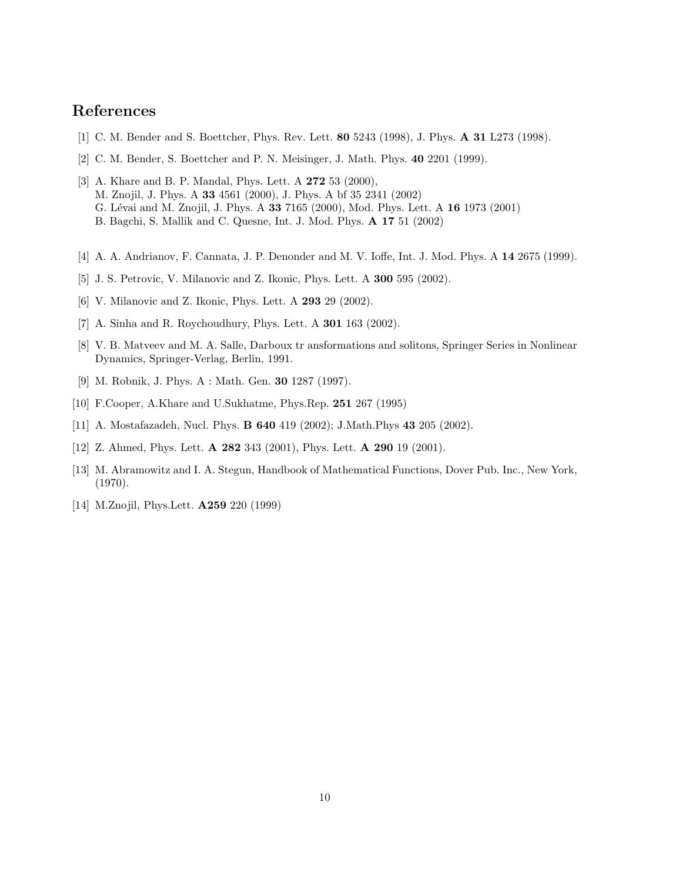## References

[1] C. M. Bender and S. Boettcher, Phys. Rev. Lett. **80** 5243 (1998), J. Phys. **A 31** L273 (1998).

[2] C. M. Bender, S. Boettcher and P. N. Meisinger, J. Math. Phys. **40** 2201 (1999).

[3] A. Khare and B. P. Mandal, Phys. Lett. A **272** 53 (2000),
M. Znojil, J. Phys. A **33** 4561 (2000), J. Phys. A bf 35 2341 (2002)
G. Lévai and M. Znojil, J. Phys. A **33** 7165 (2000), Mod. Phys. Lett. A **16** 1973 (2001)
B. Bagchi, S. Mallik and C. Quesne, Int. J. Mod. Phys. **A 17** 51 (2002)

[4] A. A. Andrianov, F. Cannata, J. P. Denonder and M. V. Ioffe, Int. J. Mod. Phys. A **14** 2675 (1999).

[5] J. S. Petrovic, V. Milanovic and Z. Ikonic, Phys. Lett. A **300** 595 (2002).

[6] V. Milanovic and Z. Ikonic, Phys. Lett. A **293** 29 (2002).

[7] A. Sinha and R. Roychoudhury, Phys. Lett. A **301** 163 (2002).

[8] V. B. Matveev and M. A. Salle, Darboux tr ansformations and solitons, Springer Series in Nonlinear Dynamics, Springer-Verlag, Berlin, 1991.

[9] M. Robnik, J. Phys. A : Math. Gen. **30** 1287 (1997).

[10] F.Cooper, A.Khare and U.Sukhatme, Phys.Rep. **251** 267 (1995)

[11] A. Mostafazadeh, Nucl. Phys. **B 640** 419 (2002); J.Math.Phys **43** 205 (2002).

[12] Z. Ahmed, Phys. Lett. **A 282** 343 (2001), Phys. Lett. **A 290** 19 (2001).

[13] M. Abramowitz and I. A. Stegun, Handbook of Mathematical Functions, Dover Pub. Inc., New York, (1970).

[14] M.Znojil, Phys.Lett. **A259** 220 (1999)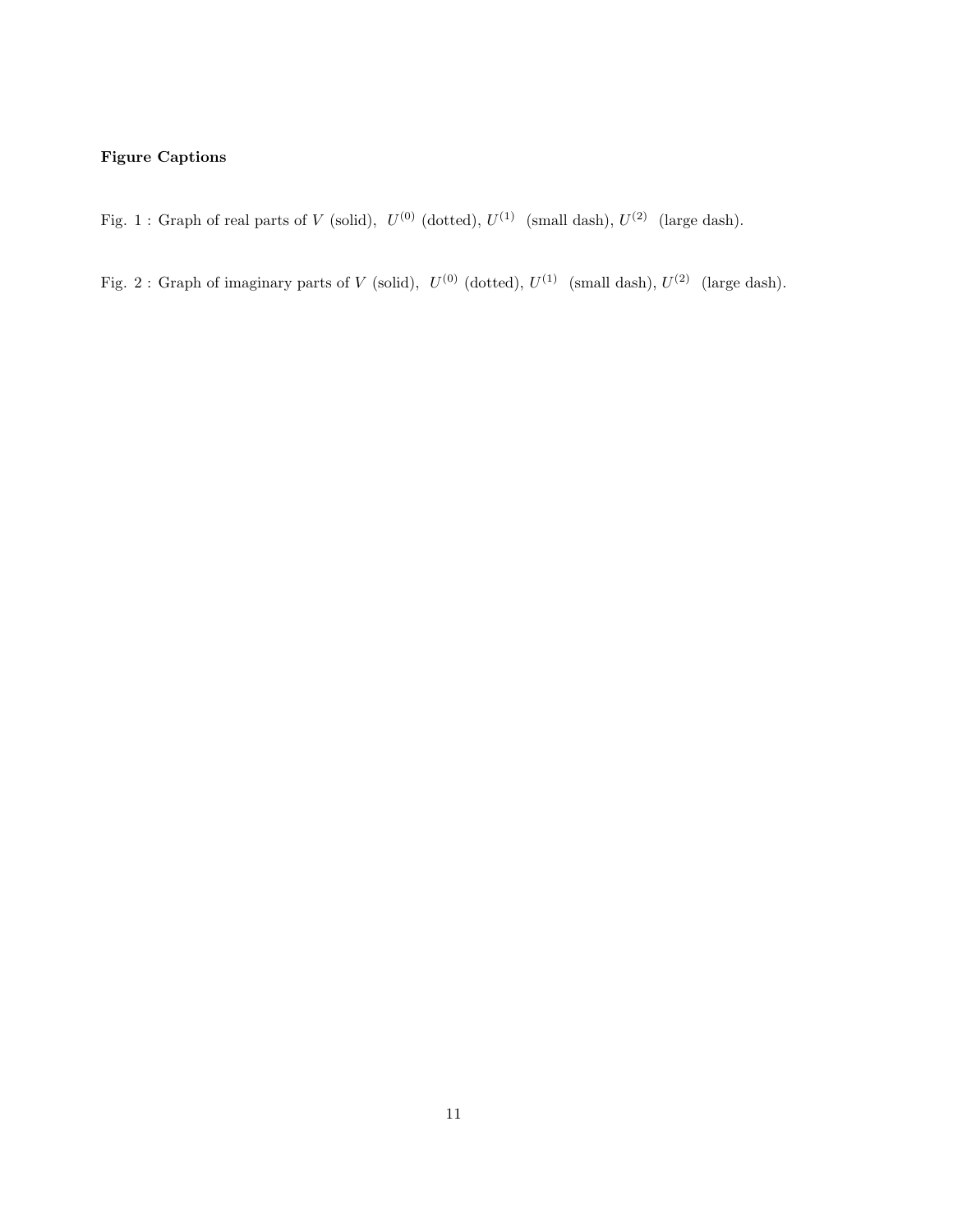**Figure Captions**

Fig. 1 : Graph of real parts of $V$ (solid), $U^{(0)}$ (dotted), $U^{(1)}$ (small dash), $U^{(2)}$ (large dash).

Fig. 2 : Graph of imaginary parts of $V$ (solid), $U^{(0)}$ (dotted), $U^{(1)}$ (small dash), $U^{(2)}$ (large dash).